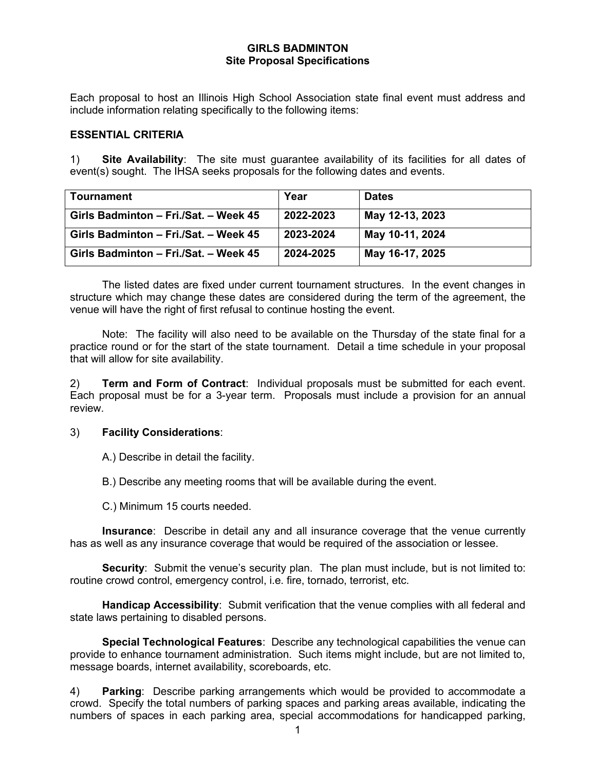# GIRLS BADMINTON
## Site Proposal Specifications

Each proposal to host an Illinois High School Association state final event must address and include information relating specifically to the following items:

### ESSENTIAL CRITERIA

1) **Site Availability**: The site must guarantee availability of its facilities for all dates of event(s) sought. The IHSA seeks proposals for the following dates and events.

| Tournament | Year | Dates |
|---|---|---|
| **Girls Badminton – Fri./Sat. – Week 45** | **2022-2023** | **May 12-13, 2023** |
| **Girls Badminton – Fri./Sat. – Week 45** | **2023-2024** | **May 10-11, 2024** |
| **Girls Badminton – Fri./Sat. – Week 45** | **2024-2025** | **May 16-17, 2025** |

The listed dates are fixed under current tournament structures. In the event changes in structure which may change these dates are considered during the term of the agreement, the venue will have the right of first refusal to continue hosting the event.

Note: The facility will also need to be available on the Thursday of the state final for a practice round or for the start of the state tournament. Detail a time schedule in your proposal that will allow for site availability.

2) **Term and Form of Contract**: Individual proposals must be submitted for each event. Each proposal must be for a 3-year term. Proposals must include a provision for an annual review.

3) **Facility Considerations**:

A.) Describe in detail the facility.

B.) Describe any meeting rooms that will be available during the event.

C.) Minimum 15 courts needed.

**Insurance**: Describe in detail any and all insurance coverage that the venue currently has as well as any insurance coverage that would be required of the association or lessee.

**Security**: Submit the venue's security plan. The plan must include, but is not limited to: routine crowd control, emergency control, i.e. fire, tornado, terrorist, etc.

**Handicap Accessibility**: Submit verification that the venue complies with all federal and state laws pertaining to disabled persons.

**Special Technological Features**: Describe any technological capabilities the venue can provide to enhance tournament administration. Such items might include, but are not limited to, message boards, internet availability, scoreboards, etc.

4) **Parking**: Describe parking arrangements which would be provided to accommodate a crowd. Specify the total numbers of parking spaces and parking areas available, indicating the numbers of spaces in each parking area, special accommodations for handicapped parking,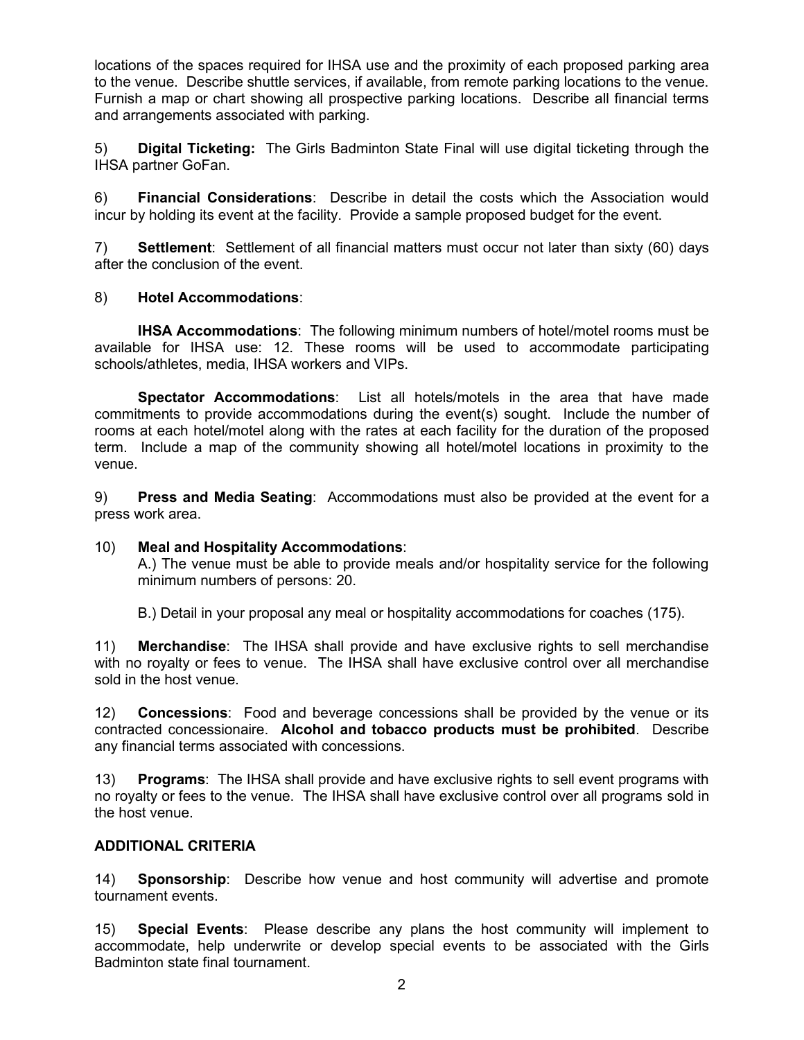locations of the spaces required for IHSA use and the proximity of each proposed parking area to the venue. Describe shuttle services, if available, from remote parking locations to the venue. Furnish a map or chart showing all prospective parking locations. Describe all financial terms and arrangements associated with parking.

5) **Digital Ticketing:** The Girls Badminton State Final will use digital ticketing through the IHSA partner GoFan.

6) **Financial Considerations**: Describe in detail the costs which the Association would incur by holding its event at the facility. Provide a sample proposed budget for the event.

7) **Settlement**: Settlement of all financial matters must occur not later than sixty (60) days after the conclusion of the event.

8) **Hotel Accommodations**:

**IHSA Accommodations**: The following minimum numbers of hotel/motel rooms must be available for IHSA use: 12. These rooms will be used to accommodate participating schools/athletes, media, IHSA workers and VIPs.

**Spectator Accommodations**: List all hotels/motels in the area that have made commitments to provide accommodations during the event(s) sought. Include the number of rooms at each hotel/motel along with the rates at each facility for the duration of the proposed term. Include a map of the community showing all hotel/motel locations in proximity to the venue.

9) **Press and Media Seating**: Accommodations must also be provided at the event for a press work area.

10) **Meal and Hospitality Accommodations**:

A.) The venue must be able to provide meals and/or hospitality service for the following minimum numbers of persons: 20.

B.) Detail in your proposal any meal or hospitality accommodations for coaches (175).

11) **Merchandise**: The IHSA shall provide and have exclusive rights to sell merchandise with no royalty or fees to venue. The IHSA shall have exclusive control over all merchandise sold in the host venue.

12) **Concessions**: Food and beverage concessions shall be provided by the venue or its contracted concessionaire. **Alcohol and tobacco products must be prohibited**. Describe any financial terms associated with concessions.

13) **Programs**: The IHSA shall provide and have exclusive rights to sell event programs with no royalty or fees to the venue. The IHSA shall have exclusive control over all programs sold in the host venue.

**ADDITIONAL CRITERIA**

14) **Sponsorship**: Describe how venue and host community will advertise and promote tournament events.

15) **Special Events**: Please describe any plans the host community will implement to accommodate, help underwrite or develop special events to be associated with the Girls Badminton state final tournament.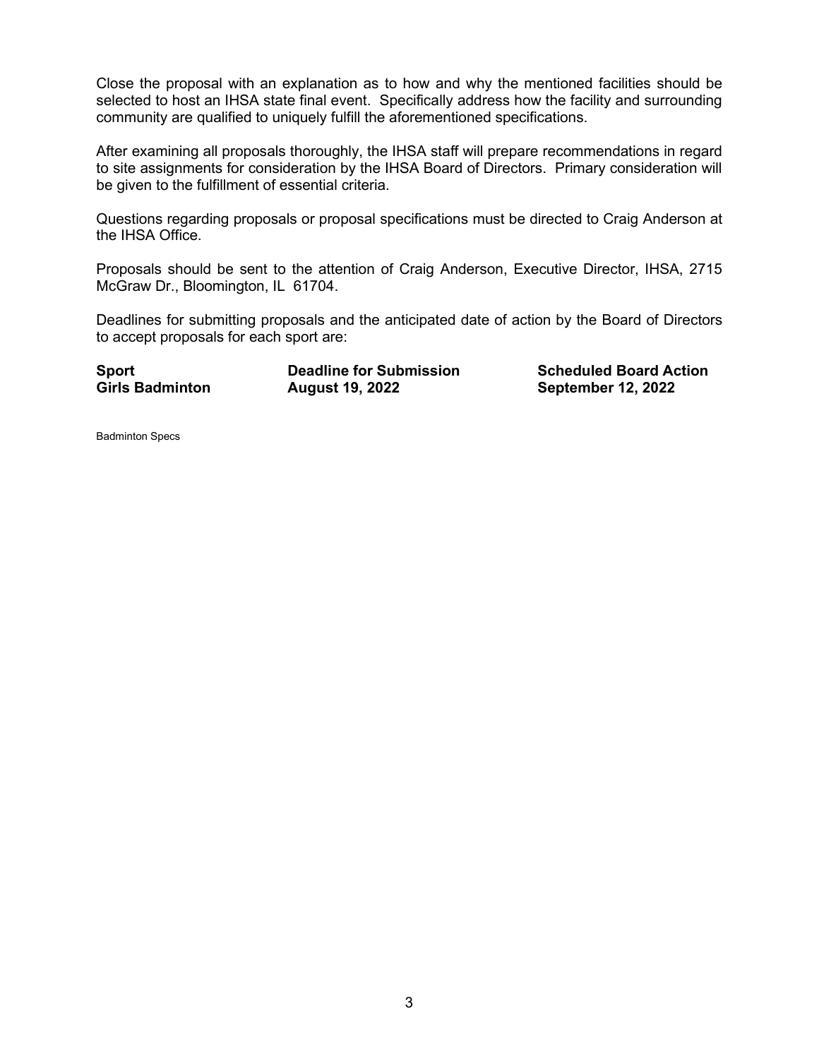Close the proposal with an explanation as to how and why the mentioned facilities should be selected to host an IHSA state final event. Specifically address how the facility and surrounding community are qualified to uniquely fulfill the aforementioned specifications.

After examining all proposals thoroughly, the IHSA staff will prepare recommendations in regard to site assignments for consideration by the IHSA Board of Directors. Primary consideration will be given to the fulfillment of essential criteria.

Questions regarding proposals or proposal specifications must be directed to Craig Anderson at the IHSA Office.

Proposals should be sent to the attention of Craig Anderson, Executive Director, IHSA, 2715 McGraw Dr., Bloomington, IL 61704.

Deadlines for submitting proposals and the anticipated date of action by the Board of Directors to accept proposals for each sport are:

| **Sport** | **Deadline for Submission** | **Scheduled Board Action** |
|---|---|---|
| **Girls Badminton** | **August 19, 2022** | **September 12, 2022** |

Badminton Specs